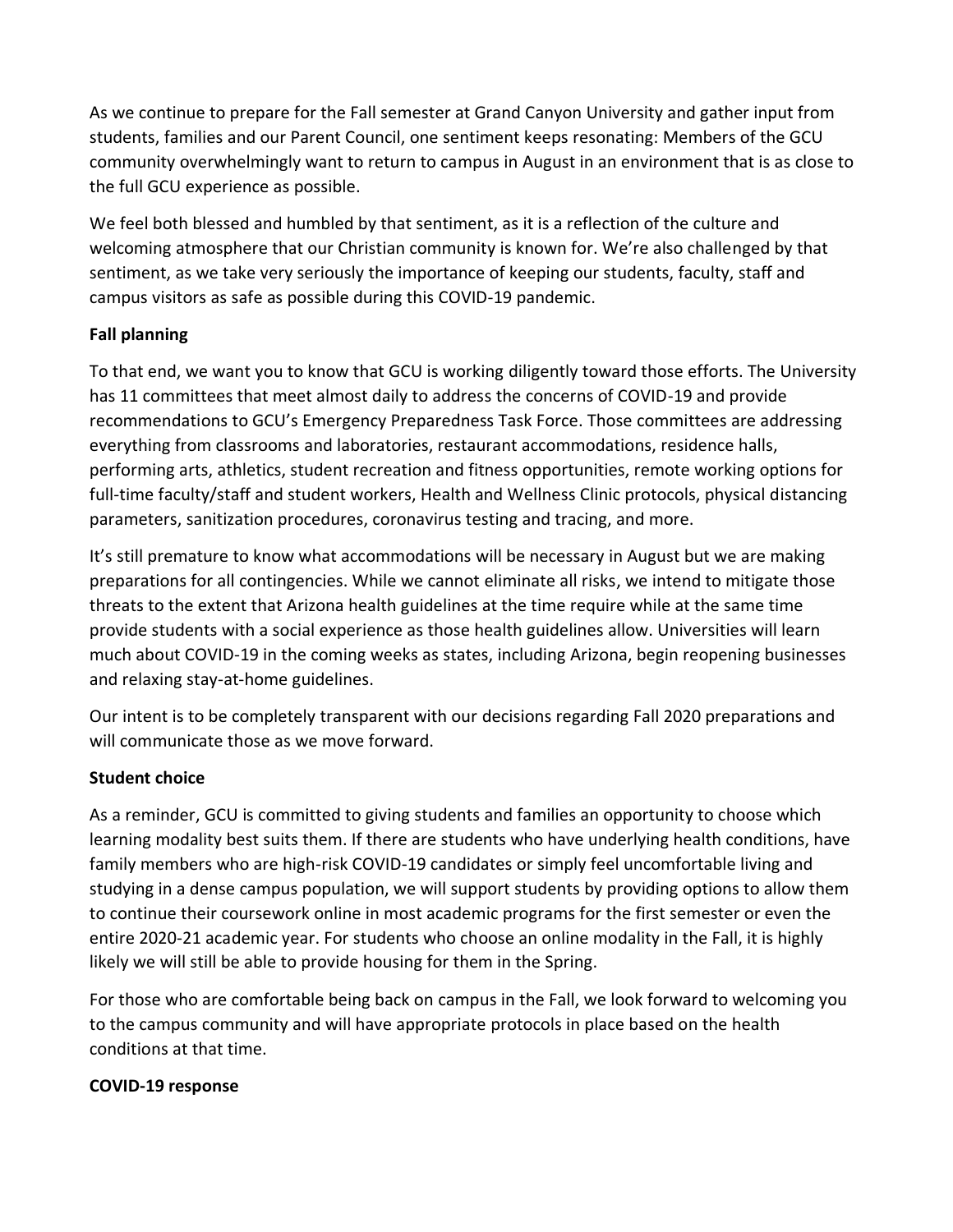As we continue to prepare for the Fall semester at Grand Canyon University and gather input from students, families and our Parent Council, one sentiment keeps resonating: Members of the GCU community overwhelmingly want to return to campus in August in an environment that is as close to the full GCU experience as possible.

We feel both blessed and humbled by that sentiment, as it is a reflection of the culture and welcoming atmosphere that our Christian community is known for. We're also challenged by that sentiment, as we take very seriously the importance of keeping our students, faculty, staff and campus visitors as safe as possible during this COVID-19 pandemic.

**Fall planning**

To that end, we want you to know that GCU is working diligently toward those efforts. The University has 11 committees that meet almost daily to address the concerns of COVID-19 and provide recommendations to GCU's Emergency Preparedness Task Force. Those committees are addressing everything from classrooms and laboratories, restaurant accommodations, residence halls, performing arts, athletics, student recreation and fitness opportunities, remote working options for full-time faculty/staff and student workers, Health and Wellness Clinic protocols, physical distancing parameters, sanitization procedures, coronavirus testing and tracing, and more.

It's still premature to know what accommodations will be necessary in August but we are making preparations for all contingencies. While we cannot eliminate all risks, we intend to mitigate those threats to the extent that Arizona health guidelines at the time require while at the same time provide students with a social experience as those health guidelines allow. Universities will learn much about COVID-19 in the coming weeks as states, including Arizona, begin reopening businesses and relaxing stay-at-home guidelines.

Our intent is to be completely transparent with our decisions regarding Fall 2020 preparations and will communicate those as we move forward.

**Student choice**

As a reminder, GCU is committed to giving students and families an opportunity to choose which learning modality best suits them. If there are students who have underlying health conditions, have family members who are high-risk COVID-19 candidates or simply feel uncomfortable living and studying in a dense campus population, we will support students by providing options to allow them to continue their coursework online in most academic programs for the first semester or even the entire 2020-21 academic year. For students who choose an online modality in the Fall, it is highly likely we will still be able to provide housing for them in the Spring.

For those who are comfortable being back on campus in the Fall, we look forward to welcoming you to the campus community and will have appropriate protocols in place based on the health conditions at that time.

**COVID-19 response**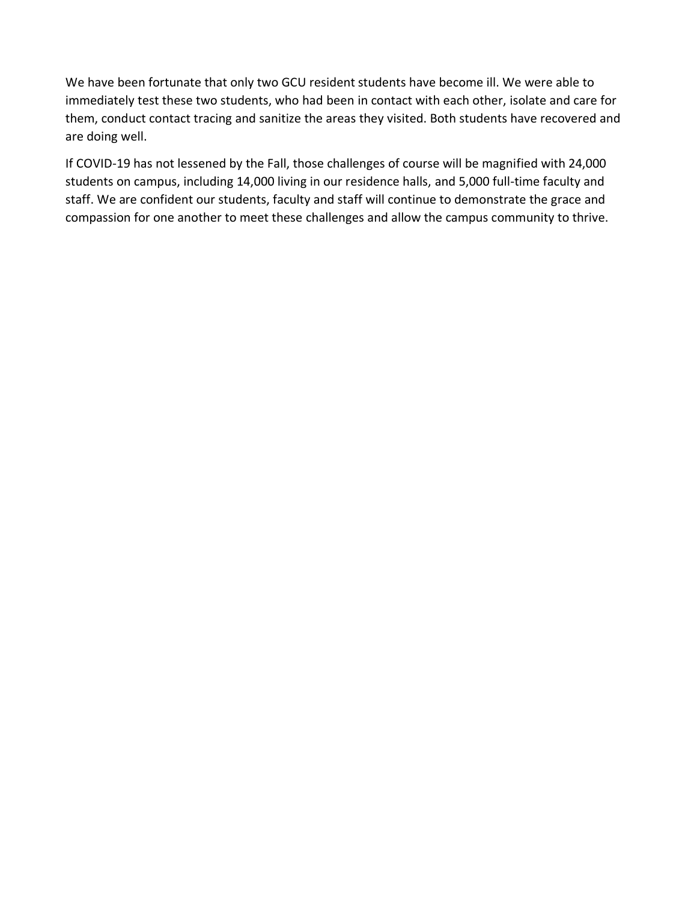We have been fortunate that only two GCU resident students have become ill. We were able to immediately test these two students, who had been in contact with each other, isolate and care for them, conduct contact tracing and sanitize the areas they visited. Both students have recovered and are doing well.

If COVID-19 has not lessened by the Fall, those challenges of course will be magnified with 24,000 students on campus, including 14,000 living in our residence halls, and 5,000 full-time faculty and staff. We are confident our students, faculty and staff will continue to demonstrate the grace and compassion for one another to meet these challenges and allow the campus community to thrive.